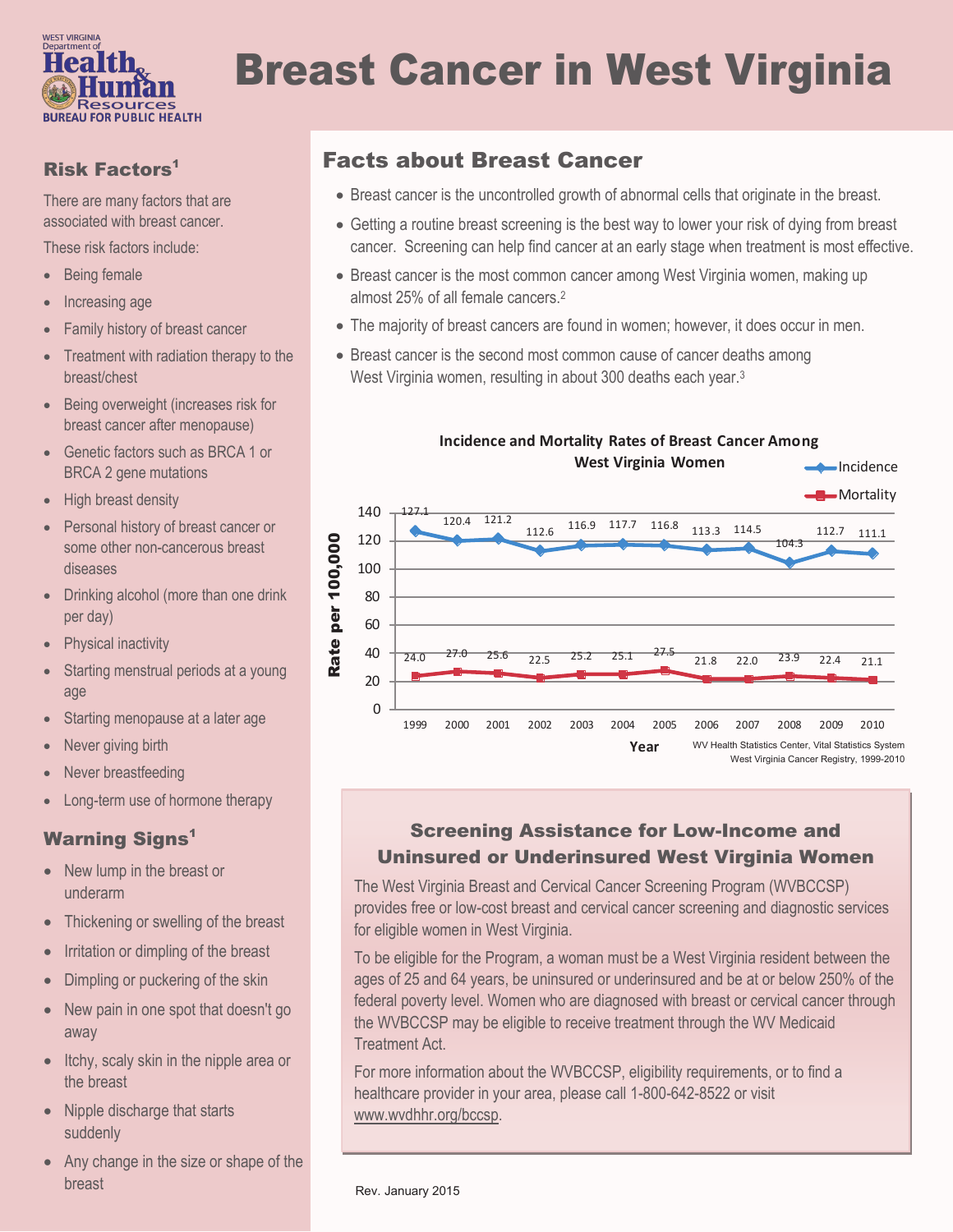West Virginia Department of Health & Human Resources
BUREAU FOR PUBLIC HEALTH

# Breast Cancer in West Virginia

## Facts about Breast Cancer

- Breast cancer is the uncontrolled growth of abnormal cells that originate in the breast.
- Getting a routine breast screening is the best way to lower your risk of dying from breast cancer. Screening can help find cancer at an early stage when treatment is most effective.
- Breast cancer is the most common cancer among West Virginia women, making up almost 25% of all female cancers.[2]
- The majority of breast cancers are found in women; however, it does occur in men.
- Breast cancer is the second most common cause of cancer deaths among West Virginia women, resulting in about 300 deaths each year.[3]

**Incidence and Mortality Rates of Breast Cancer Among West Virginia Women**

Rate per 100,000

| Year | Incidence | Mortality |
|---|---|---|
| 1999 | 127.1 | 24.0 |
| 2000 | 120.4 | 27.0 |
| 2001 | 121.2 | 25.6 |
| 2002 | 112.6 | 22.5 |
| 2003 | 116.9 | 25.2 |
| 2004 | 117.7 | 25.1 |
| 2005 | 116.8 | 27.5 |
| 2006 | 113.3 | 21.8 |
| 2007 | 114.5 | 22.0 |
| 2008 | 104.3 | 23.9 |
| 2009 | 112.7 | 22.4 |
| 2010 | 111.1 | 21.1 |

WV Health Statistics Center, Vital Statistics System
West Virginia Cancer Registry, 1999-2010

## Risk Factors[1]

There are many factors that are associated with breast cancer.

These risk factors include:

- Being female
- Increasing age
- Family history of breast cancer
- Treatment with radiation therapy to the breast/chest
- Being overweight (increases risk for breast cancer after menopause)
- Genetic factors such as BRCA 1 or BRCA 2 gene mutations
- High breast density
- Personal history of breast cancer or some other non-cancerous breast diseases
- Drinking alcohol (more than one drink per day)
- Physical inactivity
- Starting menstrual periods at a young age
- Starting menopause at a later age
- Never giving birth
- Never breastfeeding
- Long-term use of hormone therapy

## Warning Signs[1]

- New lump in the breast or underarm
- Thickening or swelling of the breast
- Irritation or dimpling of the breast
- Dimpling or puckering of the skin
- New pain in one spot that doesn't go away
- Itchy, scaly skin in the nipple area or the breast
- Nipple discharge that starts suddenly
- Any change in the size or shape of the breast

## Screening Assistance for Low-Income and Uninsured or Underinsured West Virginia Women

The West Virginia Breast and Cervical Cancer Screening Program (WVBCCSP) provides free or low-cost breast and cervical cancer screening and diagnostic services for eligible women in West Virginia.

To be eligible for the Program, a woman must be a West Virginia resident between the ages of 25 and 64 years, be uninsured or underinsured and be at or below 250% of the federal poverty level. Women who are diagnosed with breast or cervical cancer through the WVBCCSP may be eligible to receive treatment through the WV Medicaid Treatment Act.

For more information about the WVBCCSP, eligibility requirements, or to find a healthcare provider in your area, please call 1-800-642-8522 or visit www.wvdhhr.org/bccsp.

Rev. January 2015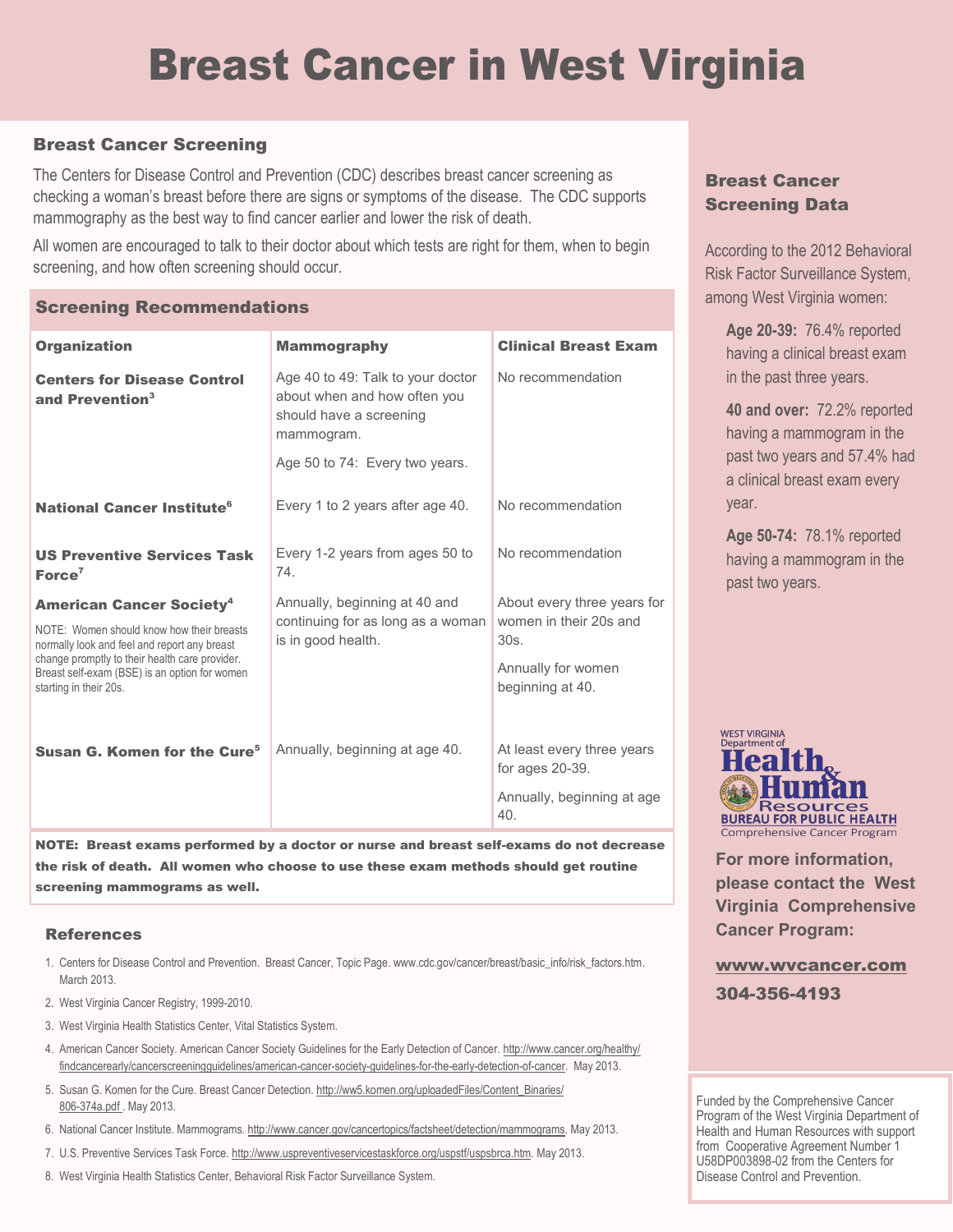# Breast Cancer in West Virginia

## Breast Cancer Screening

The Centers for Disease Control and Prevention (CDC) describes breast cancer screening as checking a woman's breast before there are signs or symptoms of the disease. The CDC supports mammography as the best way to find cancer earlier and lower the risk of death.

All women are encouraged to talk to their doctor about which tests are right for them, when to begin screening, and how often screening should occur.

### Screening Recommendations

| Organization | Mammography | Clinical Breast Exam |
|---|---|---|
| **Centers for Disease Control and Prevention**[3] | Age 40 to 49: Talk to your doctor about when and how often you should have a screening mammogram.<br>Age 50 to 74: Every two years. | No recommendation |
| **National Cancer Institute**[6] | Every 1 to 2 years after age 40. | No recommendation |
| **US Preventive Services Task Force**[7] | Every 1-2 years from ages 50 to 74. | No recommendation |
| **American Cancer Society**[4]<br>NOTE: Women should know how their breasts normally look and feel and report any breast change promptly to their health care provider. Breast self-exam (BSE) is an option for women starting in their 20s. | Annually, beginning at 40 and continuing for as long as a woman is in good health. | About every three years for women in their 20s and 30s.<br>Annually for women beginning at 40. |
| **Susan G. Komen for the Cure**[5] | Annually, beginning at age 40. | At least every three years for ages 20-39.<br>Annually, beginning at age 40. |

**NOTE: Breast exams performed by a doctor or nurse and breast self-exams do not decrease the risk of death. All women who choose to use these exam methods should get routine screening mammograms as well.**

### References

1. Centers for Disease Control and Prevention. Breast Cancer, Topic Page. www.cdc.gov/cancer/breast/basic_info/risk_factors.htm. March 2013.
2. West Virginia Cancer Registry, 1999-2010.
3. West Virginia Health Statistics Center, Vital Statistics System.
4. American Cancer Society. American Cancer Society Guidelines for the Early Detection of Cancer. http://www.cancer.org/healthy/findcancerearly/cancerscreeningguidelines/american-cancer-society-guidelines-for-the-early-detection-of-cancer. May 2013.
5. Susan G. Komen for the Cure. Breast Cancer Detection. http://ww5.komen.org/uploadedFiles/Content_Binaries/806-374a.pdf . May 2013.
6. National Cancer Institute. Mammograms. http://www.cancer.gov/cancertopics/factsheet/detection/mammograms. May 2013.
7. U.S. Preventive Services Task Force. http://www.uspreventiveservicestaskforce.org/uspstf/uspsbrca.htm. May 2013.
8. West Virginia Health Statistics Center, Behavioral Risk Factor Surveillance System.

## Breast Cancer Screening Data

According to the 2012 Behavioral Risk Factor Surveillance System, among West Virginia women:

**Age 20-39:** 76.4% reported having a clinical breast exam in the past three years.

**40 and over:** 72.2% reported having a mammogram in the past two years and 57.4% had a clinical breast exam every year.

**Age 50-74:** 78.1% reported having a mammogram in the past two years.

WEST VIRGINIA Department of Health & Human Resources
BUREAU FOR PUBLIC HEALTH
Comprehensive Cancer Program

**For more information, please contact the West Virginia Comprehensive Cancer Program:**

**www.wvcancer.com**

**304-356-4193**

Funded by the Comprehensive Cancer Program of the West Virginia Department of Health and Human Resources with support from Cooperative Agreement Number 1 U58DP003898-02 from the Centers for Disease Control and Prevention.